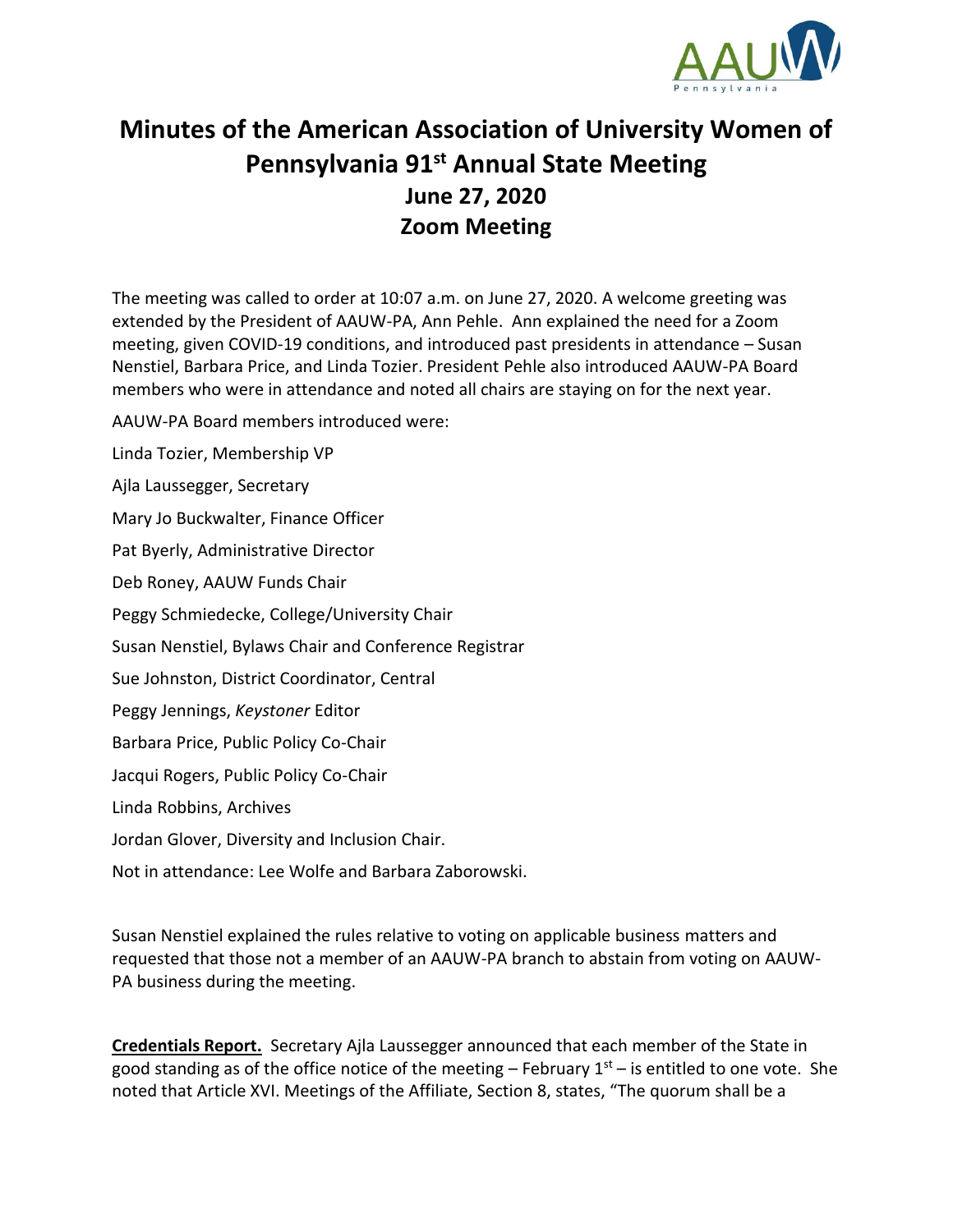# Minutes of the American Association of University Women of Pennsylvania 91st Annual State Meeting

## June 27, 2020

## Zoom Meeting

The meeting was called to order at 10:07 a.m. on June 27, 2020. A welcome greeting was extended by the President of AAUW-PA, Ann Pehle. Ann explained the need for a Zoom meeting, given COVID-19 conditions, and introduced past presidents in attendance – Susan Nenstiel, Barbara Price, and Linda Tozier. President Pehle also introduced AAUW-PA Board members who were in attendance and noted all chairs are staying on for the next year.

AAUW-PA Board members introduced were:

Linda Tozier, Membership VP

Ajla Laussegger, Secretary

Mary Jo Buckwalter, Finance Officer

Pat Byerly, Administrative Director

Deb Roney, AAUW Funds Chair

Peggy Schmiedecke, College/University Chair

Susan Nenstiel, Bylaws Chair and Conference Registrar

Sue Johnston, District Coordinator, Central

Peggy Jennings, *Keystoner* Editor

Barbara Price, Public Policy Co-Chair

Jacqui Rogers, Public Policy Co-Chair

Linda Robbins, Archives

Jordan Glover, Diversity and Inclusion Chair.

Not in attendance: Lee Wolfe and Barbara Zaborowski.

Susan Nenstiel explained the rules relative to voting on applicable business matters and requested that those not a member of an AAUW-PA branch to abstain from voting on AAUW-PA business during the meeting.

**Credentials Report.** Secretary Ajla Laussegger announced that each member of the State in good standing as of the office notice of the meeting – February 1st – is entitled to one vote. She noted that Article XVI. Meetings of the Affiliate, Section 8, states, "The quorum shall be a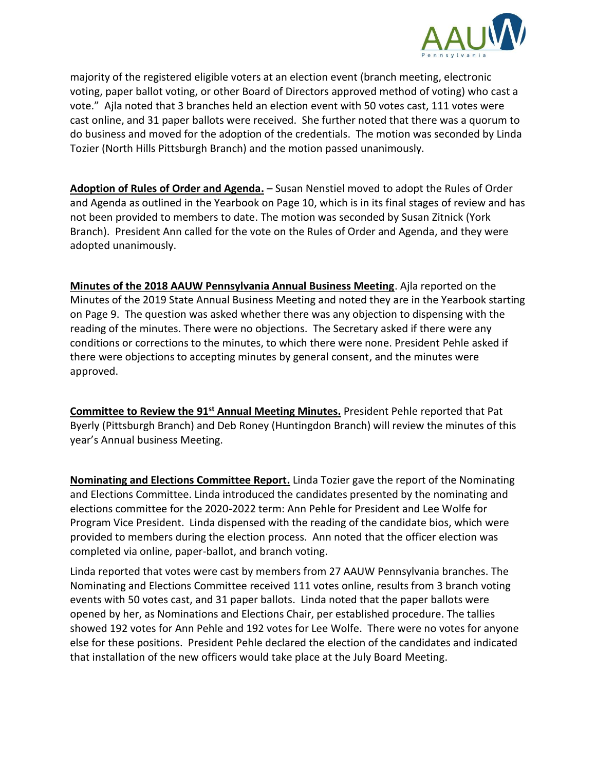majority of the registered eligible voters at an election event (branch meeting, electronic voting, paper ballot voting, or other Board of Directors approved method of voting) who cast a vote." Ajla noted that 3 branches held an election event with 50 votes cast, 111 votes were cast online, and 31 paper ballots were received. She further noted that there was a quorum to do business and moved for the adoption of the credentials. The motion was seconded by Linda Tozier (North Hills Pittsburgh Branch) and the motion passed unanimously.

**Adoption of Rules of Order and Agenda.** – Susan Nenstiel moved to adopt the Rules of Order and Agenda as outlined in the Yearbook on Page 10, which is in its final stages of review and has not been provided to members to date. The motion was seconded by Susan Zitnick (York Branch). President Ann called for the vote on the Rules of Order and Agenda, and they were adopted unanimously.

**Minutes of the 2018 AAUW Pennsylvania Annual Business Meeting**. Ajla reported on the Minutes of the 2019 State Annual Business Meeting and noted they are in the Yearbook starting on Page 9. The question was asked whether there was any objection to dispensing with the reading of the minutes. There were no objections. The Secretary asked if there were any conditions or corrections to the minutes, to which there were none. President Pehle asked if there were objections to accepting minutes by general consent, and the minutes were approved.

**Committee to Review the 91st Annual Meeting Minutes.** President Pehle reported that Pat Byerly (Pittsburgh Branch) and Deb Roney (Huntingdon Branch) will review the minutes of this year's Annual business Meeting.

**Nominating and Elections Committee Report.** Linda Tozier gave the report of the Nominating and Elections Committee. Linda introduced the candidates presented by the nominating and elections committee for the 2020-2022 term: Ann Pehle for President and Lee Wolfe for Program Vice President. Linda dispensed with the reading of the candidate bios, which were provided to members during the election process. Ann noted that the officer election was completed via online, paper-ballot, and branch voting.

Linda reported that votes were cast by members from 27 AAUW Pennsylvania branches. The Nominating and Elections Committee received 111 votes online, results from 3 branch voting events with 50 votes cast, and 31 paper ballots. Linda noted that the paper ballots were opened by her, as Nominations and Elections Chair, per established procedure. The tallies showed 192 votes for Ann Pehle and 192 votes for Lee Wolfe. There were no votes for anyone else for these positions. President Pehle declared the election of the candidates and indicated that installation of the new officers would take place at the July Board Meeting.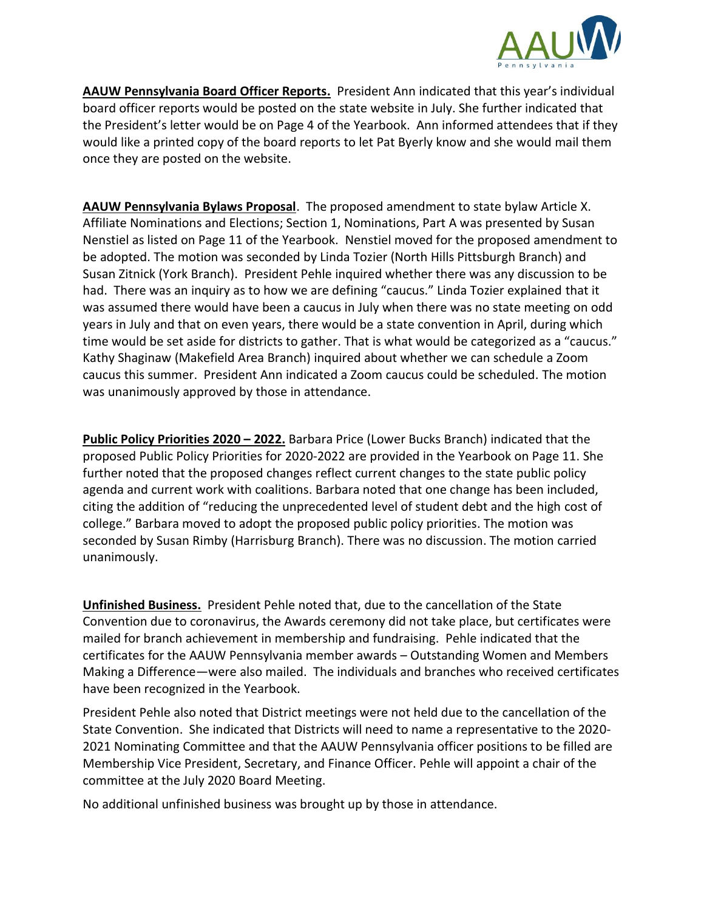**AAUW Pennsylvania Board Officer Reports.** President Ann indicated that this year's individual board officer reports would be posted on the state website in July. She further indicated that the President's letter would be on Page 4 of the Yearbook. Ann informed attendees that if they would like a printed copy of the board reports to let Pat Byerly know and she would mail them once they are posted on the website.

**AAUW Pennsylvania Bylaws Proposal**. The proposed amendment to state bylaw Article X. Affiliate Nominations and Elections; Section 1, Nominations, Part A was presented by Susan Nenstiel as listed on Page 11 of the Yearbook. Nenstiel moved for the proposed amendment to be adopted. The motion was seconded by Linda Tozier (North Hills Pittsburgh Branch) and Susan Zitnick (York Branch). President Pehle inquired whether there was any discussion to be had. There was an inquiry as to how we are defining "caucus." Linda Tozier explained that it was assumed there would have been a caucus in July when there was no state meeting on odd years in July and that on even years, there would be a state convention in April, during which time would be set aside for districts to gather. That is what would be categorized as a "caucus." Kathy Shaginaw (Makefield Area Branch) inquired about whether we can schedule a Zoom caucus this summer. President Ann indicated a Zoom caucus could be scheduled. The motion was unanimously approved by those in attendance.

**Public Policy Priorities 2020 – 2022.** Barbara Price (Lower Bucks Branch) indicated that the proposed Public Policy Priorities for 2020-2022 are provided in the Yearbook on Page 11. She further noted that the proposed changes reflect current changes to the state public policy agenda and current work with coalitions. Barbara noted that one change has been included, citing the addition of "reducing the unprecedented level of student debt and the high cost of college." Barbara moved to adopt the proposed public policy priorities. The motion was seconded by Susan Rimby (Harrisburg Branch). There was no discussion. The motion carried unanimously.

**Unfinished Business.** President Pehle noted that, due to the cancellation of the State Convention due to coronavirus, the Awards ceremony did not take place, but certificates were mailed for branch achievement in membership and fundraising. Pehle indicated that the certificates for the AAUW Pennsylvania member awards – Outstanding Women and Members Making a Difference—were also mailed. The individuals and branches who received certificates have been recognized in the Yearbook.

President Pehle also noted that District meetings were not held due to the cancellation of the State Convention. She indicated that Districts will need to name a representative to the 2020-2021 Nominating Committee and that the AAUW Pennsylvania officer positions to be filled are Membership Vice President, Secretary, and Finance Officer. Pehle will appoint a chair of the committee at the July 2020 Board Meeting.

No additional unfinished business was brought up by those in attendance.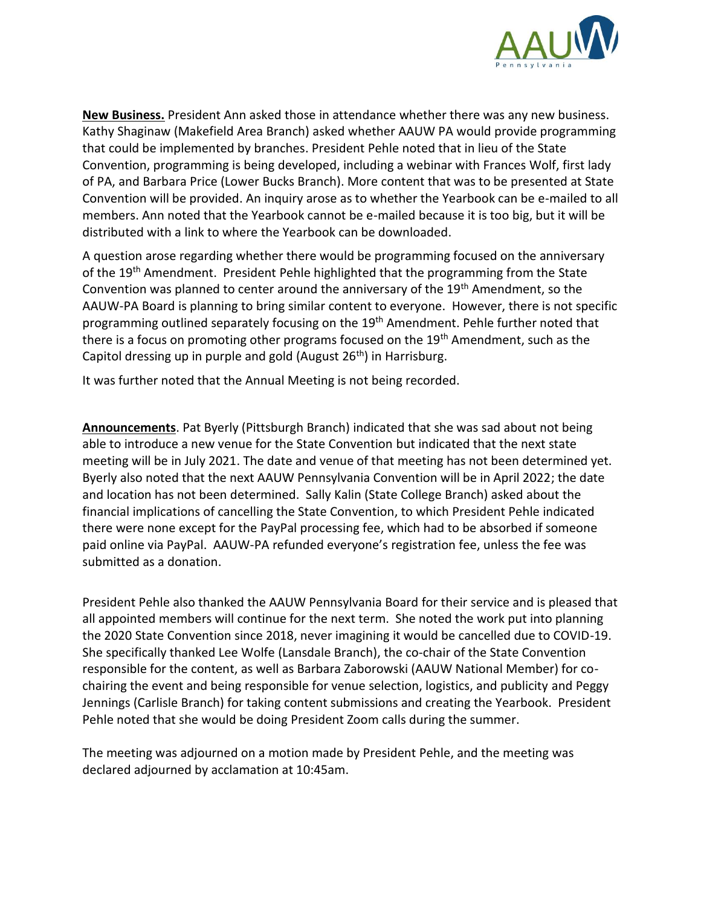**New Business.** President Ann asked those in attendance whether there was any new business. Kathy Shaginaw (Makefield Area Branch) asked whether AAUW PA would provide programming that could be implemented by branches. President Pehle noted that in lieu of the State Convention, programming is being developed, including a webinar with Frances Wolf, first lady of PA, and Barbara Price (Lower Bucks Branch). More content that was to be presented at State Convention will be provided. An inquiry arose as to whether the Yearbook can be e-mailed to all members. Ann noted that the Yearbook cannot be e-mailed because it is too big, but it will be distributed with a link to where the Yearbook can be downloaded.

A question arose regarding whether there would be programming focused on the anniversary of the 19th Amendment. President Pehle highlighted that the programming from the State Convention was planned to center around the anniversary of the 19th Amendment, so the AAUW-PA Board is planning to bring similar content to everyone. However, there is not specific programming outlined separately focusing on the 19th Amendment. Pehle further noted that there is a focus on promoting other programs focused on the 19th Amendment, such as the Capitol dressing up in purple and gold (August 26th) in Harrisburg.

It was further noted that the Annual Meeting is not being recorded.

**Announcements**. Pat Byerly (Pittsburgh Branch) indicated that she was sad about not being able to introduce a new venue for the State Convention but indicated that the next state meeting will be in July 2021. The date and venue of that meeting has not been determined yet. Byerly also noted that the next AAUW Pennsylvania Convention will be in April 2022; the date and location has not been determined. Sally Kalin (State College Branch) asked about the financial implications of cancelling the State Convention, to which President Pehle indicated there were none except for the PayPal processing fee, which had to be absorbed if someone paid online via PayPal. AAUW-PA refunded everyone's registration fee, unless the fee was submitted as a donation.

President Pehle also thanked the AAUW Pennsylvania Board for their service and is pleased that all appointed members will continue for the next term. She noted the work put into planning the 2020 State Convention since 2018, never imagining it would be cancelled due to COVID-19. She specifically thanked Lee Wolfe (Lansdale Branch), the co-chair of the State Convention responsible for the content, as well as Barbara Zaborowski (AAUW National Member) for co-chairing the event and being responsible for venue selection, logistics, and publicity and Peggy Jennings (Carlisle Branch) for taking content submissions and creating the Yearbook. President Pehle noted that she would be doing President Zoom calls during the summer.

The meeting was adjourned on a motion made by President Pehle, and the meeting was declared adjourned by acclamation at 10:45am.